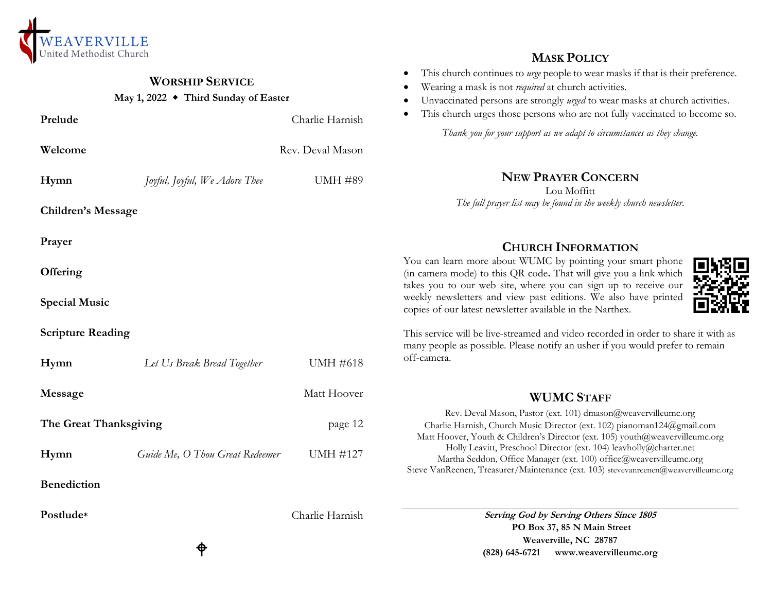WEAVERVILLE
United Methodist Church

## Worship Service

**May 1, 2022 ◆ Third Sunday of Easter**

| | | |
|---|---|---|
| **Prelude** | | Charlie Harnish |
| **Welcome** | | Rev. Deval Mason |
| **Hymn** | *Joyful, Joyful, We Adore Thee* | UMH #89 |
| **Children's Message** | | |
| **Prayer** | | |
| **Offering** | | |
| **Special Music** | | |
| **Scripture Reading** | | |
| **Hymn** | *Let Us Break Bread Together* | UMH #618 |
| **Message** | | Matt Hoover |
| **The Great Thanksgiving** | | page 12 |
| **Hymn** | *Guide Me, O Thou Great Redeemer* | UMH #127 |
| **Benediction** | | |
| **Postlude*** | | Charlie Harnish |

## Mask Policy

- This church continues to *urge* people to wear masks if that is their preference.
- Wearing a mask is not *required* at church activities.
- Unvaccinated persons are strongly *urged* to wear masks at church activities.
- This church urges those persons who are not fully vaccinated to become so.

*Thank you for your support as we adapt to circumstances as they change.*

## New Prayer Concern

Lou Moffitt

*The full prayer list may be found in the weekly church newsletter.*

## Church Information

You can learn more about WUMC by pointing your smart phone (in camera mode) to this QR code**.** That will give you a link which takes you to our web site, where you can sign up to receive our weekly newsletters and view past editions. We also have printed copies of our latest newsletter available in the Narthex.

This service will be live-streamed and video recorded in order to share it with as many people as possible. Please notify an usher if you would prefer to remain off-camera.

## WUMC Staff

Rev. Deval Mason, Pastor (ext. 101) dmason@weavervilleumc.org
Charlie Harnish, Church Music Director (ext. 102) pianoman124@gmail.com
Matt Hoover, Youth & Children's Director (ext. 105) youth@weavervilleumc.org
Holly Leavitt, Preschool Director (ext. 104) leavholly@charter.net
Martha Seddon, Office Manager (ext. 100) office@weavervilleumc.org
Steve VanReenen, Treasurer/Maintenance (ext. 103) stevevanreenen@weavervilleumc.org

***Serving God by Serving Others Since 1805***
**PO Box 37, 85 N Main Street**
**Weaverville, NC 28787**
**(828) 645-6721 www.weavervilleumc.org**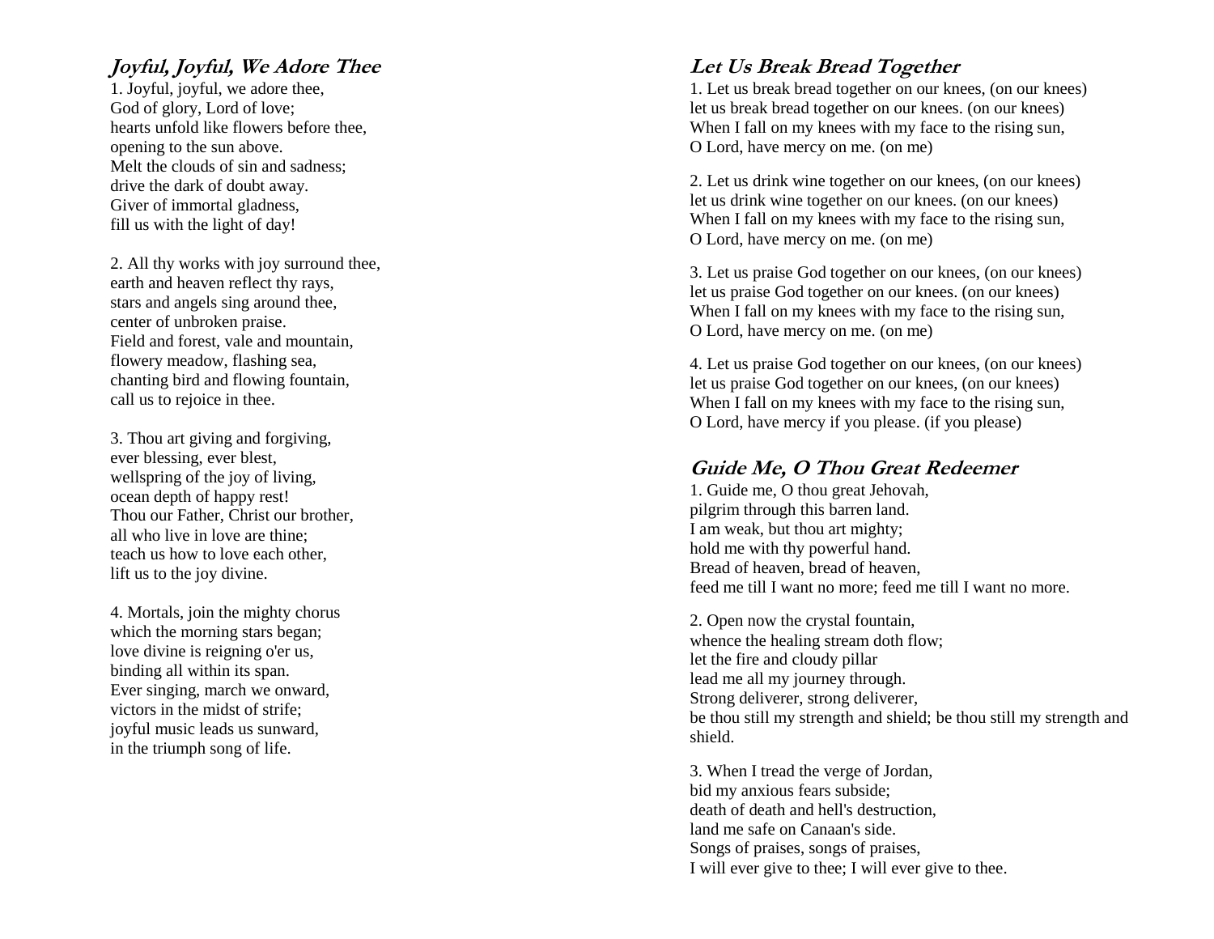## *Joyful, Joyful, We Adore Thee*

1. Joyful, joyful, we adore thee,
God of glory, Lord of love;
hearts unfold like flowers before thee,
opening to the sun above.
Melt the clouds of sin and sadness;
drive the dark of doubt away.
Giver of immortal gladness,
fill us with the light of day!

2. All thy works with joy surround thee,
earth and heaven reflect thy rays,
stars and angels sing around thee,
center of unbroken praise.
Field and forest, vale and mountain,
flowery meadow, flashing sea,
chanting bird and flowing fountain,
call us to rejoice in thee.

3. Thou art giving and forgiving,
ever blessing, ever blest,
wellspring of the joy of living,
ocean depth of happy rest!
Thou our Father, Christ our brother,
all who live in love are thine;
teach us how to love each other,
lift us to the joy divine.

4. Mortals, join the mighty chorus
which the morning stars began;
love divine is reigning o'er us,
binding all within its span.
Ever singing, march we onward,
victors in the midst of strife;
joyful music leads us sunward,
in the triumph song of life.

## *Let Us Break Bread Together*

1. Let us break bread together on our knees, (on our knees)
let us break bread together on our knees. (on our knees)
When I fall on my knees with my face to the rising sun,
O Lord, have mercy on me. (on me)

2. Let us drink wine together on our knees, (on our knees)
let us drink wine together on our knees. (on our knees)
When I fall on my knees with my face to the rising sun,
O Lord, have mercy on me. (on me)

3. Let us praise God together on our knees, (on our knees)
let us praise God together on our knees. (on our knees)
When I fall on my knees with my face to the rising sun,
O Lord, have mercy on me. (on me)

4. Let us praise God together on our knees, (on our knees)
let us praise God together on our knees, (on our knees)
When I fall on my knees with my face to the rising sun,
O Lord, have mercy if you please. (if you please)

## *Guide Me, O Thou Great Redeemer*

1. Guide me, O thou great Jehovah,
pilgrim through this barren land.
I am weak, but thou art mighty;
hold me with thy powerful hand.
Bread of heaven, bread of heaven,
feed me till I want no more; feed me till I want no more.

2. Open now the crystal fountain,
whence the healing stream doth flow;
let the fire and cloudy pillar
lead me all my journey through.
Strong deliverer, strong deliverer,
be thou still my strength and shield; be thou still my strength and shield.

3. When I tread the verge of Jordan,
bid my anxious fears subside;
death of death and hell's destruction,
land me safe on Canaan's side.
Songs of praises, songs of praises,
I will ever give to thee; I will ever give to thee.